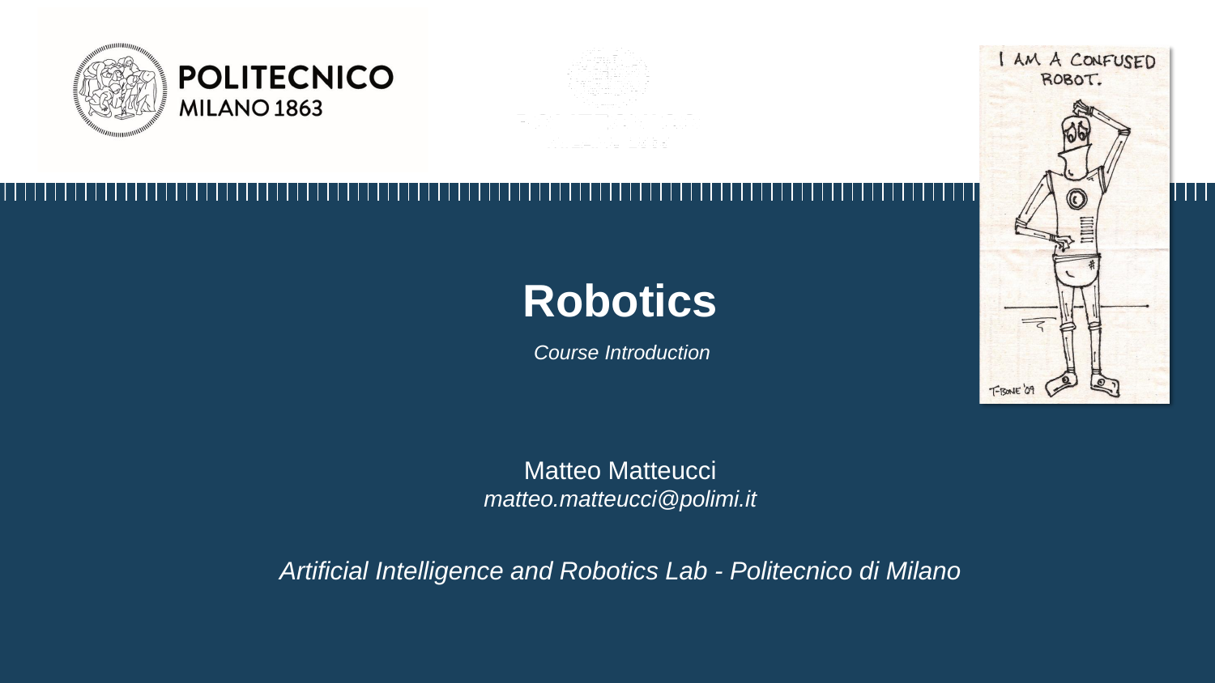# Robotics

*Course Introduction*

Matteo Matteucci
*matteo.matteucci@polimi.it*

*Artificial Intelligence and Robotics Lab - Politecnico di Milano*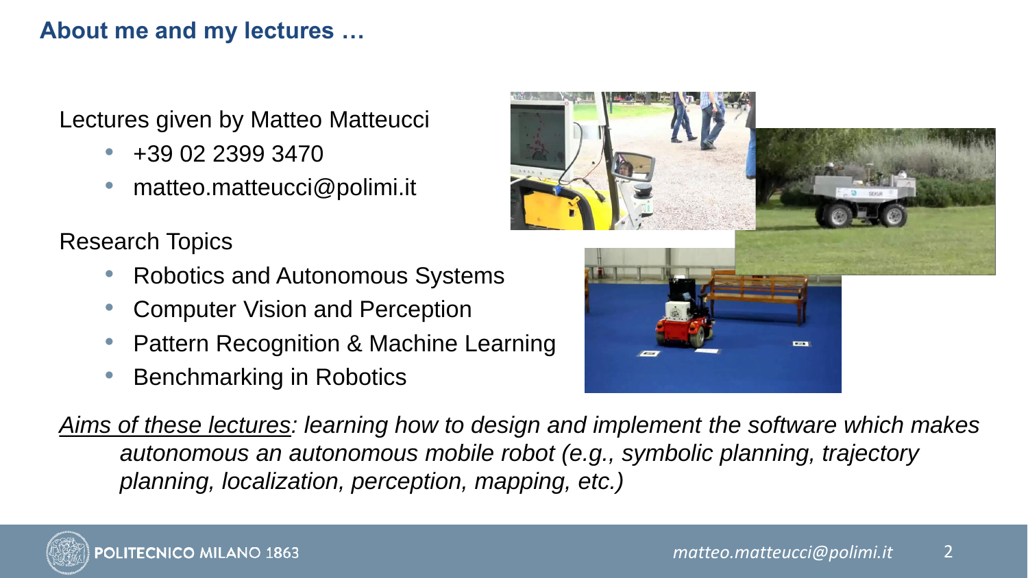# About me and my lectures …

Lectures given by Matteo Matteucci

- +39 02 2399 3470
- matteo.matteucci@polimi.it

Research Topics

- Robotics and Autonomous Systems
- Computer Vision and Perception
- Pattern Recognition & Machine Learning
- Benchmarking in Robotics

*<u>Aims of these lectures</u>: learning how to design and implement the software which makes autonomous an autonomous mobile robot (e.g., symbolic planning, trajectory planning, localization, perception, mapping, etc.)*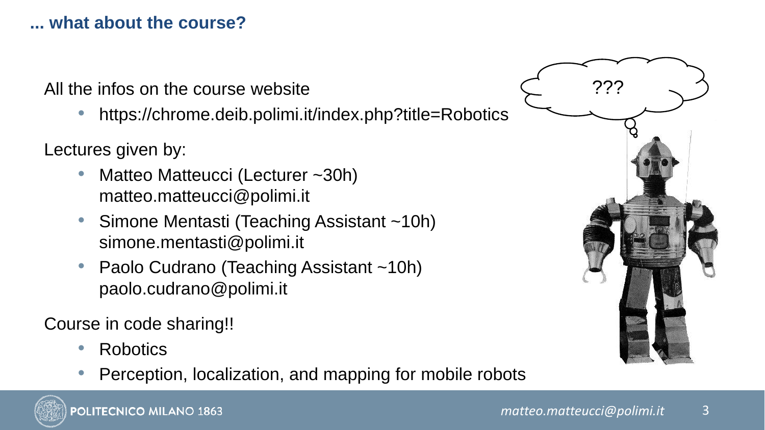## ... what about the course?

All the infos on the course website

- https://chrome.deib.polimi.it/index.php?title=Robotics

Lectures given by:

- Matteo Matteucci (Lecturer ~30h)
  matteo.matteucci@polimi.it
- Simone Mentasti (Teaching Assistant ~10h)
  simone.mentasti@polimi.it
- Paolo Cudrano (Teaching Assistant ~10h)
  paolo.cudrano@polimi.it

Course in code sharing!!

- Robotics
- Perception, localization, and mapping for mobile robots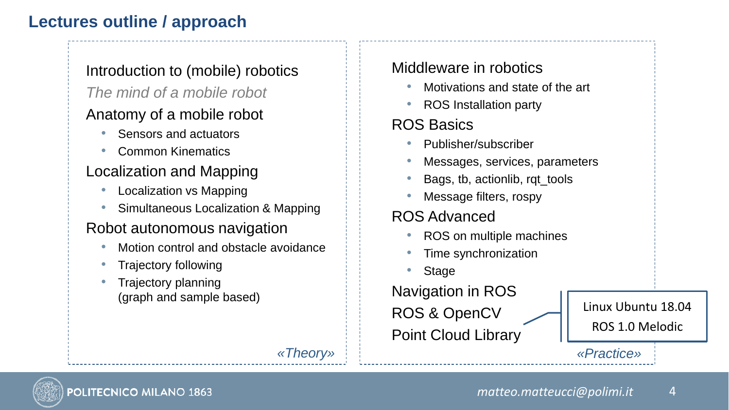# Lectures outline / approach

Introduction to (mobile) robotics

*The mind of a mobile robot*

Anatomy of a mobile robot

- Sensors and actuators
- Common Kinematics

Localization and Mapping

- Localization vs Mapping
- Simultaneous Localization & Mapping

Robot autonomous navigation

- Motion control and obstacle avoidance
- Trajectory following
- Trajectory planning (graph and sample based)

*«Theory»*

Middleware in robotics

- Motivations and state of the art
- ROS Installation party

ROS Basics

- Publisher/subscriber
- Messages, services, parameters
- Bags, tb, actionlib, rqt_tools
- Message filters, rospy

ROS Advanced

- ROS on multiple machines
- Time synchronization
- Stage

Navigation in ROS

ROS & OpenCV

Point Cloud Library

Linux Ubuntu 18.04

ROS 1.0 Melodic

*«Practice»*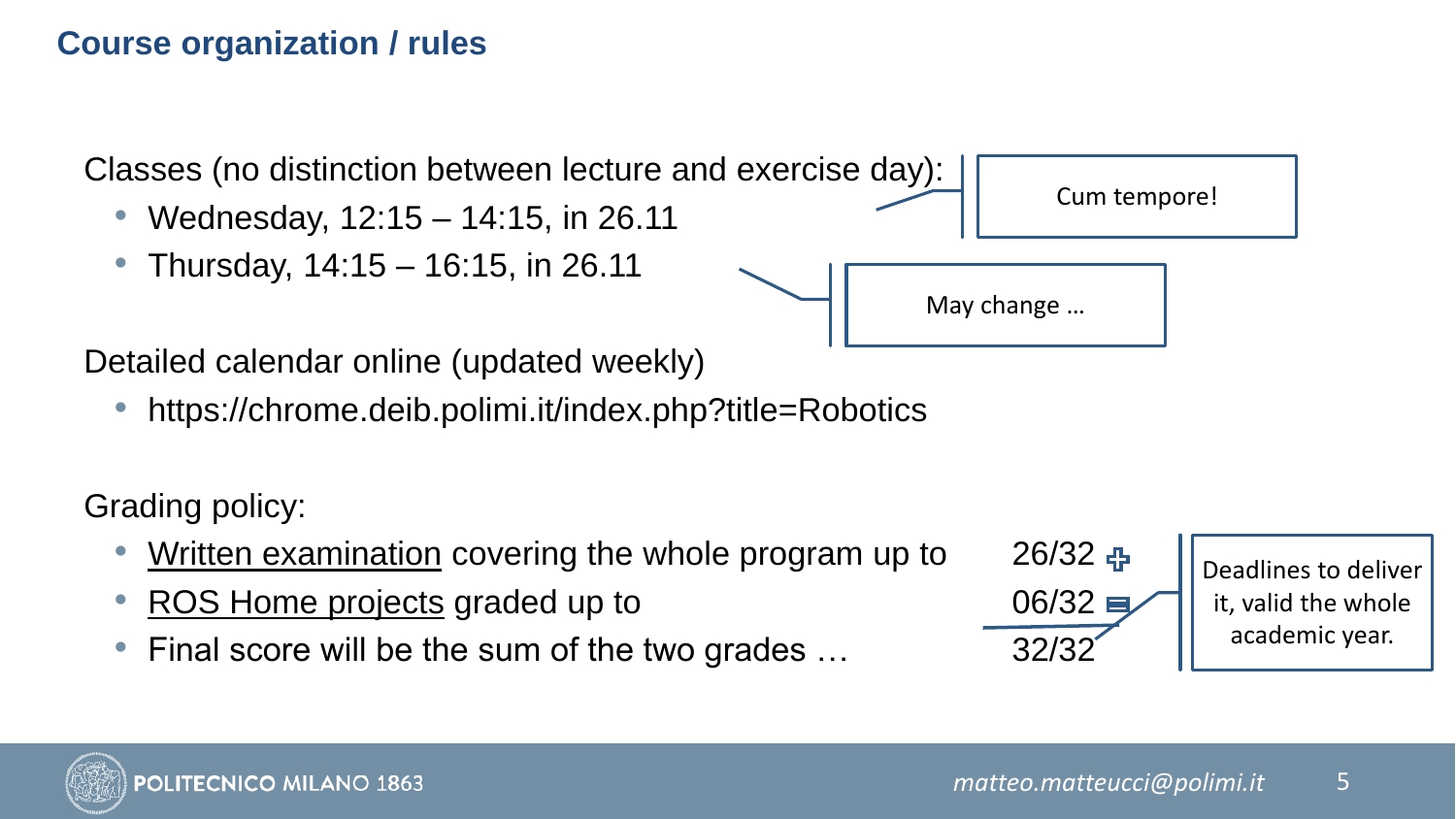## Course organization / rules

Classes (no distinction between lecture and exercise day):

- Wednesday, 12:15 – 14:15, in 26.11
- Thursday, 14:15 – 16:15, in 26.11

Cum tempore!

May change …

Detailed calendar online (updated weekly)

- https://chrome.deib.polimi.it/index.php?title=Robotics

Grading policy:

- Written examination covering the whole program up to 26/32 +
- ROS Home projects graded up to 06/32 =
- Final score will be the sum of the two grades … 32/32

Deadlines to deliver it, valid the whole academic year.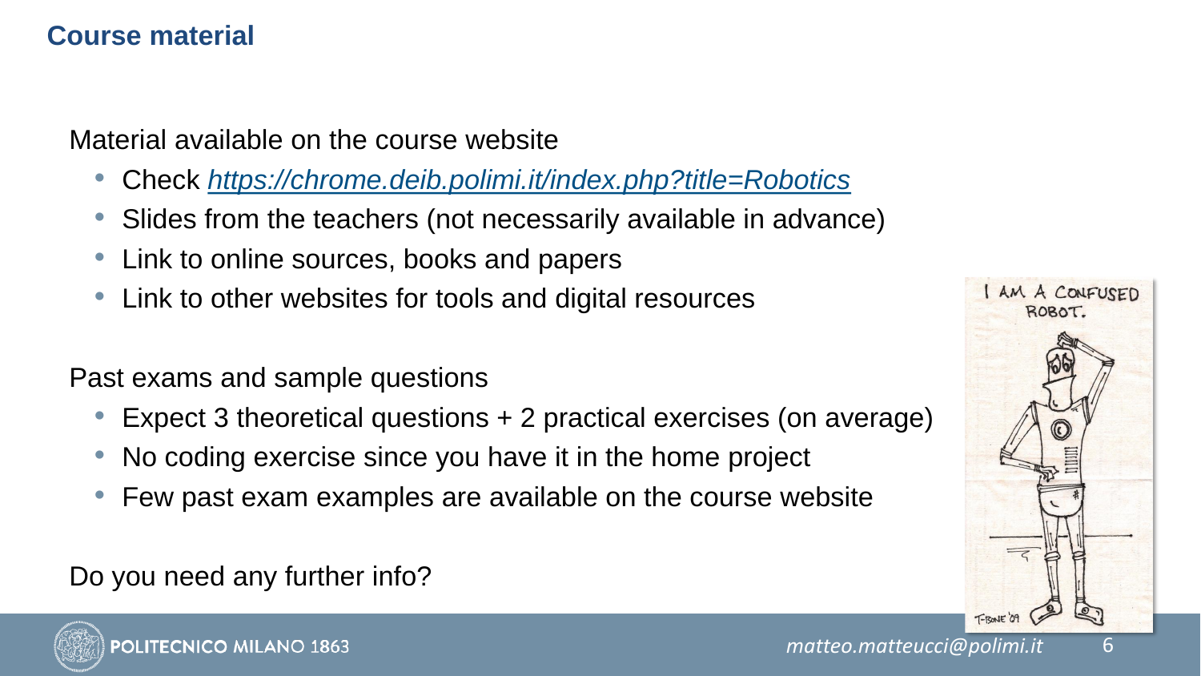# Course material

Material available on the course website

- Check *https://chrome.deib.polimi.it/index.php?title=Robotics*
- Slides from the teachers (not necessarily available in advance)
- Link to online sources, books and papers
- Link to other websites for tools and digital resources

Past exams and sample questions

- Expect 3 theoretical questions + 2 practical exercises (on average)
- No coding exercise since you have it in the home project
- Few past exam examples are available on the course website

Do you need any further info?